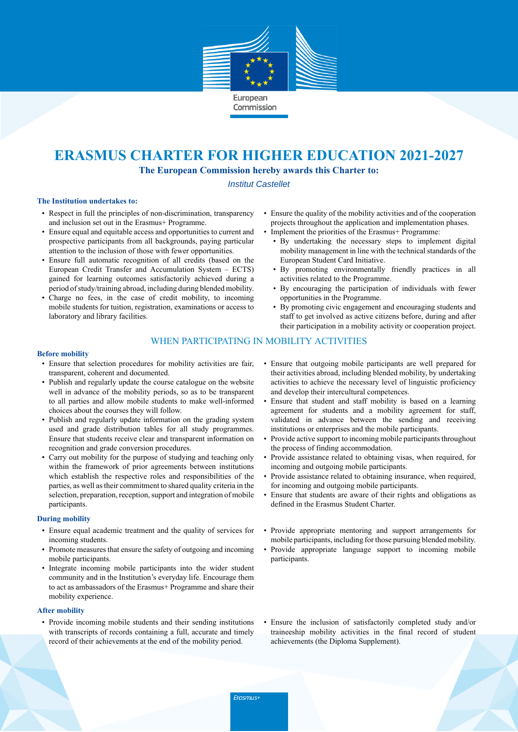European Commission

# ERASMUS CHARTER FOR HIGHER EDUCATION 2021-2027

**The European Commission hereby awards this Charter to:**

*Institut Castellet*

### The Institution undertakes to:

- Respect in full the principles of non-discrimination, transparency and inclusion set out in the Erasmus+ Programme.
- Ensure equal and equitable access and opportunities to current and prospective participants from all backgrounds, paying particular attention to the inclusion of those with fewer opportunities.
- Ensure full automatic recognition of all credits (based on the European Credit Transfer and Accumulation System – ECTS) gained for learning outcomes satisfactorily achieved during a period of study/training abroad, including during blended mobility.
- Charge no fees, in the case of credit mobility, to incoming mobile students for tuition, registration, examinations or access to laboratory and library facilities.
- Ensure the quality of the mobility activities and of the cooperation projects throughout the application and implementation phases.
- Implement the priorities of the Erasmus+ Programme:
  - By undertaking the necessary steps to implement digital mobility management in line with the technical standards of the European Student Card Initiative.
  - By promoting environmentally friendly practices in all activities related to the Programme.
  - By encouraging the participation of individuals with fewer opportunities in the Programme.
  - By promoting civic engagement and encouraging students and staff to get involved as active citizens before, during and after their participation in a mobility activity or cooperation project.

## WHEN PARTICIPATING IN MOBILITY ACTIVITIES

### Before mobility

- Ensure that selection procedures for mobility activities are fair, transparent, coherent and documented.
- Publish and regularly update the course catalogue on the website well in advance of the mobility periods, so as to be transparent to all parties and allow mobile students to make well-informed choices about the courses they will follow.
- Publish and regularly update information on the grading system used and grade distribution tables for all study programmes. Ensure that students receive clear and transparent information on recognition and grade conversion procedures.
- Carry out mobility for the purpose of studying and teaching only within the framework of prior agreements between institutions which establish the respective roles and responsibilities of the parties, as well as their commitment to shared quality criteria in the selection, preparation, reception, support and integration of mobile participants.
- Ensure that outgoing mobile participants are well prepared for their activities abroad, including blended mobility, by undertaking activities to achieve the necessary level of linguistic proficiency and develop their intercultural competences.
- Ensure that student and staff mobility is based on a learning agreement for students and a mobility agreement for staff, validated in advance between the sending and receiving institutions or enterprises and the mobile participants.
- Provide active support to incoming mobile participants throughout the process of finding accommodation.
- Provide assistance related to obtaining visas, when required, for incoming and outgoing mobile participants.
- Provide assistance related to obtaining insurance, when required, for incoming and outgoing mobile participants.
- Ensure that students are aware of their rights and obligations as defined in the Erasmus Student Charter.

### During mobility

- Ensure equal academic treatment and the quality of services for incoming students.
- Promote measures that ensure the safety of outgoing and incoming mobile participants.
- Integrate incoming mobile participants into the wider student community and in the Institution's everyday life. Encourage them to act as ambassadors of the Erasmus+ Programme and share their mobility experience.
- Provide appropriate mentoring and support arrangements for mobile participants, including for those pursuing blended mobility.
- Provide appropriate language support to incoming mobile participants.

### After mobility

- Provide incoming mobile students and their sending institutions with transcripts of records containing a full, accurate and timely record of their achievements at the end of the mobility period.
- Ensure the inclusion of satisfactorily completed study and/or traineeship mobility activities in the final record of student achievements (the Diploma Supplement).

Erasmus+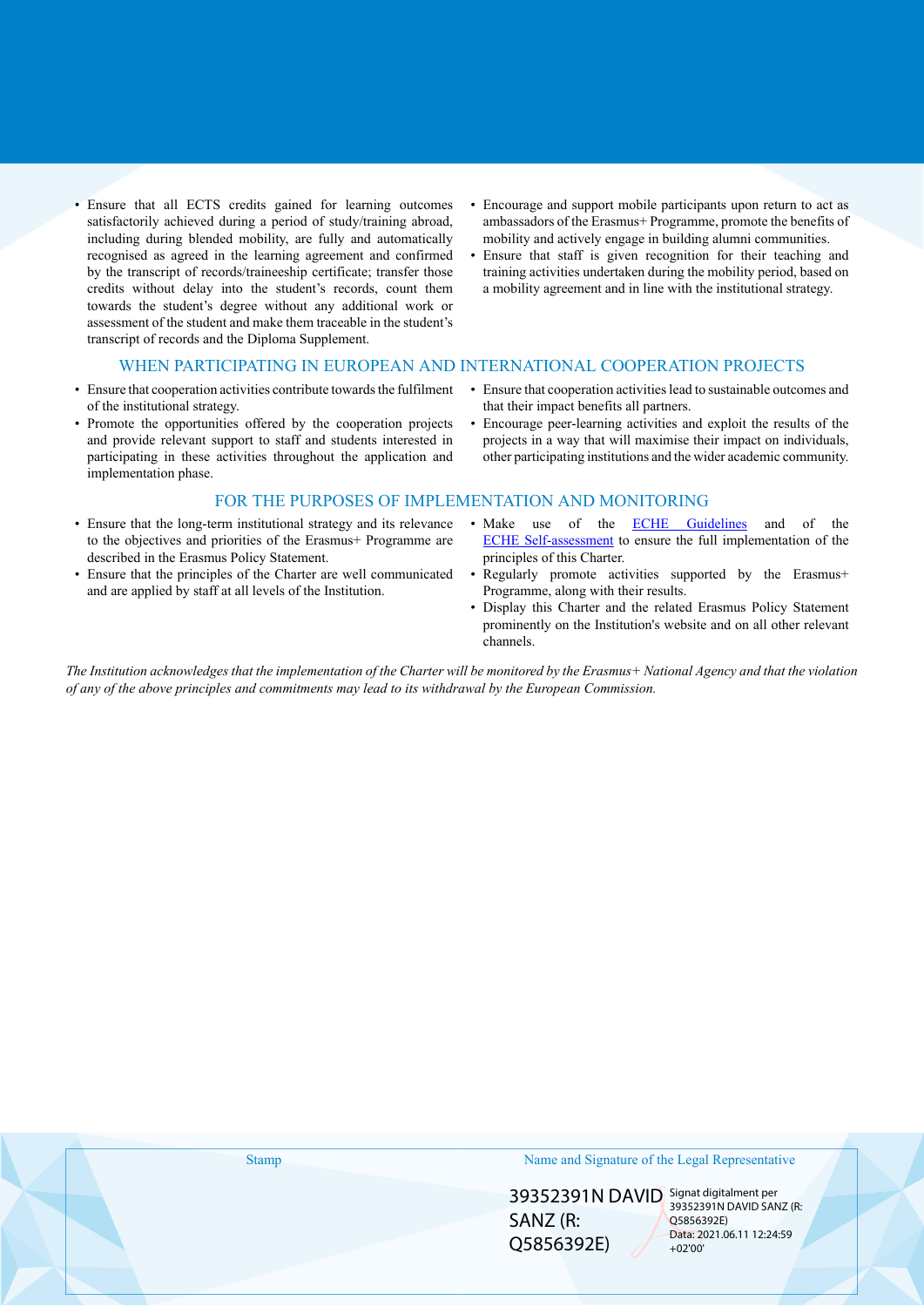- Ensure that all ECTS credits gained for learning outcomes satisfactorily achieved during a period of study/training abroad, including during blended mobility, are fully and automatically recognised as agreed in the learning agreement and confirmed by the transcript of records/traineeship certificate; transfer those credits without delay into the student's records, count them towards the student's degree without any additional work or assessment of the student and make them traceable in the student's transcript of records and the Diploma Supplement.
- Encourage and support mobile participants upon return to act as ambassadors of the Erasmus+ Programme, promote the benefits of mobility and actively engage in building alumni communities.
- Ensure that staff is given recognition for their teaching and training activities undertaken during the mobility period, based on a mobility agreement and in line with the institutional strategy.

## WHEN PARTICIPATING IN EUROPEAN AND INTERNATIONAL COOPERATION PROJECTS

- Ensure that cooperation activities contribute towards the fulfilment of the institutional strategy.
- Promote the opportunities offered by the cooperation projects and provide relevant support to staff and students interested in participating in these activities throughout the application and implementation phase.
- Ensure that cooperation activities lead to sustainable outcomes and that their impact benefits all partners.
- Encourage peer-learning activities and exploit the results of the projects in a way that will maximise their impact on individuals, other participating institutions and the wider academic community.

## FOR THE PURPOSES OF IMPLEMENTATION AND MONITORING

- Ensure that the long-term institutional strategy and its relevance to the objectives and priorities of the Erasmus+ Programme are described in the Erasmus Policy Statement.
- Ensure that the principles of the Charter are well communicated and are applied by staff at all levels of the Institution.
- Make use of the ECHE Guidelines and of the ECHE Self-assessment to ensure the full implementation of the principles of this Charter.
- Regularly promote activities supported by the Erasmus+ Programme, along with their results.
- Display this Charter and the related Erasmus Policy Statement prominently on the Institution's website and on all other relevant channels.

*The Institution acknowledges that the implementation of the Charter will be monitored by the Erasmus+ National Agency and that the violation of any of the above principles and commitments may lead to its withdrawal by the European Commission.*

| Stamp | Name and Signature of the Legal Representative |
|---|---|
| | 39352391N DAVID SANZ (R: Q5856392E) Signat digitalment per 39352391N DAVID SANZ (R: Q5856392E) Data: 2021.06.11 12:24:59 +02'00' |